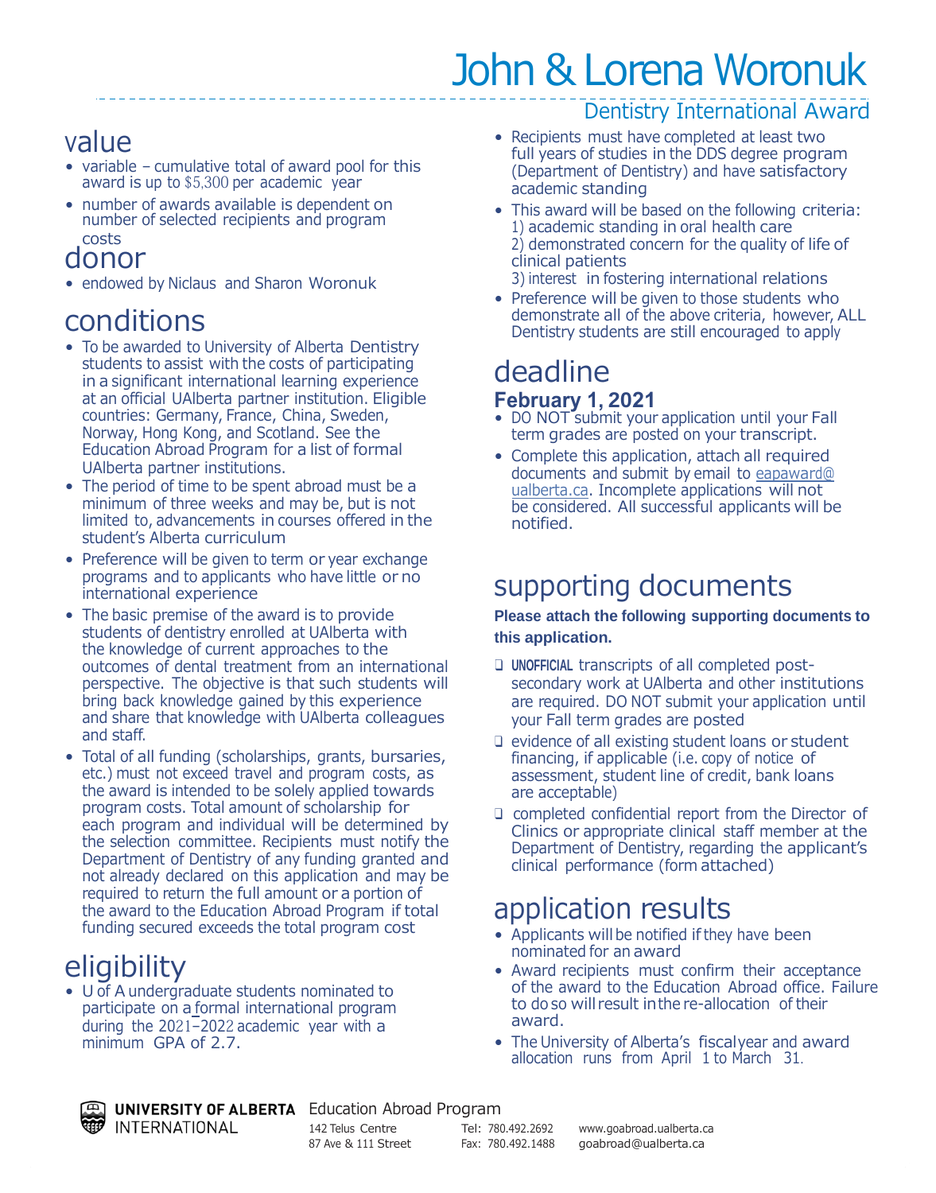# John & Lorena Woronuk

## Dentistry International Award

## value

- variable – cumulative total of award pool for this award is up to $5,300 per academic year
- number of awards available is dependent on number of selected recipients and program costs

## donor

- endowed by Niclaus and Sharon Woronuk

## conditions

- To be awarded to University of Alberta Dentistry students to assist with the costs of participating in a significant international learning experience at an official UAlberta partner institution. Eligible countries: Germany, France, China, Sweden, Norway, Hong Kong, and Scotland. See the Education Abroad Program for a list of formal UAlberta partner institutions.
- The period of time to be spent abroad must be a minimum of three weeks and may be, but is not limited to, advancements in courses offered in the student's Alberta curriculum
- Preference will be given to term or year exchange programs and to applicants who have little or no international experience
- The basic premise of the award is to provide students of dentistry enrolled at UAlberta with the knowledge of current approaches to the outcomes of dental treatment from an international perspective. The objective is that such students will bring back knowledge gained by this experience and share that knowledge with UAlberta colleagues and staff.
- Total of all funding (scholarships, grants, bursaries, etc.) must not exceed travel and program costs, as the award is intended to be solely applied towards program costs. Total amount of scholarship for each program and individual will be determined by the selection committee. Recipients must notify the Department of Dentistry of any funding granted and not already declared on this application and may be required to return the full amount or a portion of the award to the Education Abroad Program if total funding secured exceeds the total program cost

## eligibility

- U of A undergraduate students nominated to participate on a formal international program during the 2021–2022 academic year with a minimum GPA of 2.7.
- Recipients must have completed at least two full years of studies in the DDS degree program (Department of Dentistry) and have satisfactory academic standing
- This award will be based on the following criteria:
  1) academic standing in oral health care
  2) demonstrated concern for the quality of life of clinical patients
  3) interest in fostering international relations
- Preference will be given to those students who demonstrate all of the above criteria, however, ALL Dentistry students are still encouraged to apply

## deadline

**February 1, 2021**

- DO NOT submit your application until your Fall term grades are posted on your transcript.
- Complete this application, attach all required documents and submit by email to eapaward@ualberta.ca. Incomplete applications will not be considered. All successful applicants will be notified.

## supporting documents

**Please attach the following supporting documents to this application.**

- ❑ **UNOFFICIAL** transcripts of all completed post-secondary work at UAlberta and other institutions are required. DO NOT submit your application until your Fall term grades are posted
- ❑ evidence of all existing student loans or student financing, if applicable (i.e. copy of notice of assessment, student line of credit, bank loans are acceptable)
- ❑ completed confidential report from the Director of Clinics or appropriate clinical staff member at the Department of Dentistry, regarding the applicant's clinical performance (form attached)

## application results

- Applicants will be notified if they have been nominated for an award
- Award recipients must confirm their acceptance of the award to the Education Abroad office. Failure to do so will result in the re-allocation of their award.
- The University of Alberta's fiscal year and award allocation runs from April 1 to March 31.

**UNIVERSITY OF ALBERTA** INTERNATIONAL

Education Abroad Program

142 Telus Centre
87 Ave & 111 Street

Tel: 780.492.2692
Fax: 780.492.1488

www.goabroad.ualberta.ca
goabroad@ualberta.ca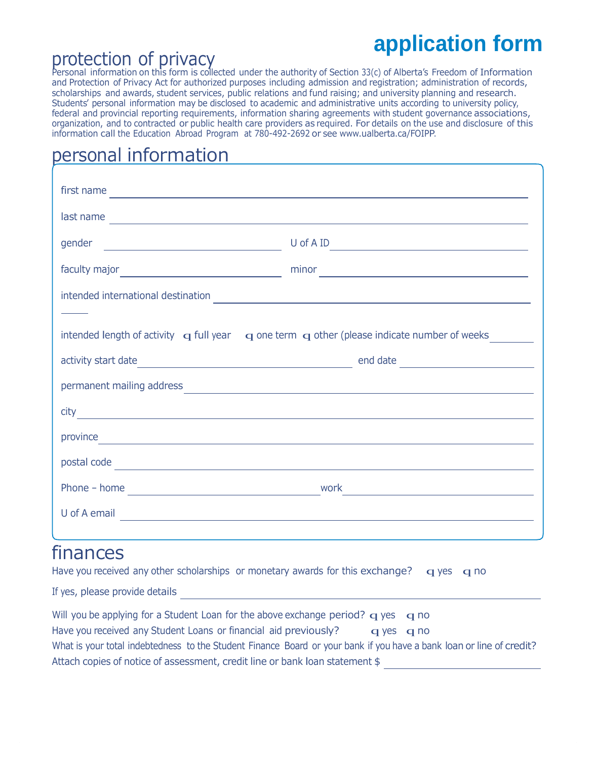# application form

## protection of privacy

Personal information on this form is collected under the authority of Section 33(c) of Alberta's Freedom of Information and Protection of Privacy Act for authorized purposes including admission and registration; administration of records, scholarships and awards, student services, public relations and fund raising; and university planning and research. Students' personal information may be disclosed to academic and administrative units according to university policy, federal and provincial reporting requirements, information sharing agreements with student governance associations, organization, and to contracted or public health care providers as required. For details on the use and disclosure of this information call the Education Abroad Program at 780-492-2692 or see www.ualberta.ca/FOIPP.

## personal information

first name ______________________________

last name ______________________________

gender ______________________ U of A ID ______________________

faculty major ______________________ minor ______________________

intended international destination ______________________________

intended length of activity ☐ full year ☐ one term ☐ other (please indicate number of weeks ________

activity start date ______________________ end date ______________________

permanent mailing address ______________________________

city ______________________________

province ______________________________

postal code ______________________________

Phone – home ______________________ work ______________________

U of A email ______________________________

## finances

Have you received any other scholarships or monetary awards for this exchange? ☐ yes ☐ no

If yes, please provide details ______________________________

Will you be applying for a Student Loan for the above exchange period? ☐ yes ☐ no

Have you received any Student Loans or financial aid previously? ☐ yes ☐ no

What is your total indebtedness to the Student Finance Board or your bank if you have a bank loan or line of credit? Attach copies of notice of assessment, credit line or bank loan statement $ ______________________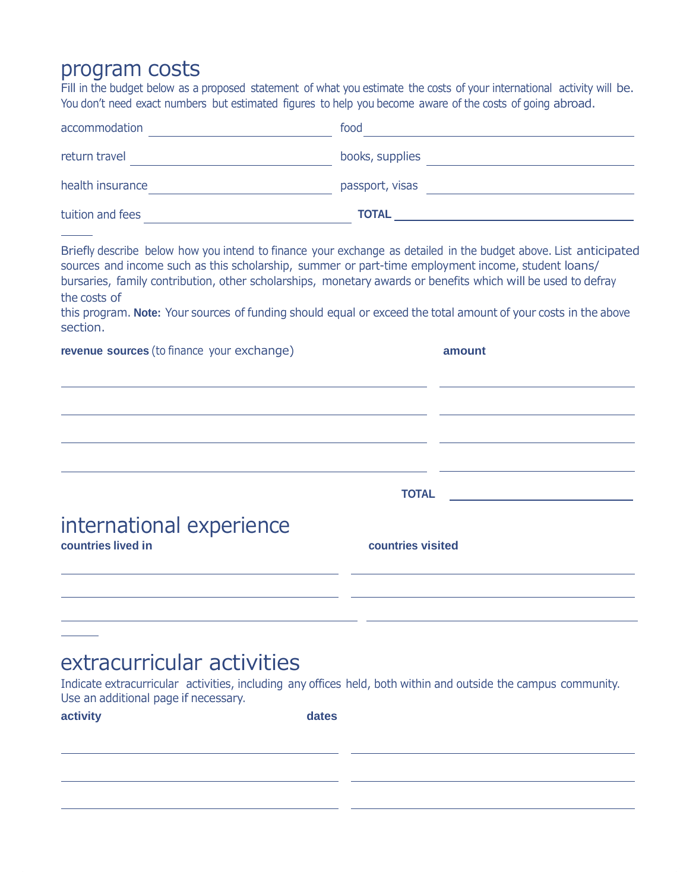# program costs

Fill in the budget below as a proposed statement of what you estimate the costs of your international activity will be. You don't need exact numbers but estimated figures to help you become aware of the costs of going abroad.

| | | | |
|---|---|---|---|
| accommodation | | food | |
| return travel | | books, supplies | |
| health insurance | | passport, visas | |
| tuition and fees | | **TOTAL** | |

Briefly describe below how you intend to finance your exchange as detailed in the budget above. List anticipated sources and income such as this scholarship, summer or part-time employment income, student loans/ bursaries, family contribution, other scholarships, monetary awards or benefits which will be used to defray the costs of this program. **Note:** Your sources of funding should equal or exceed the total amount of your costs in the above section.

| **revenue sources** (to finance your exchange) | **amount** |
|---|---|
| | |
| | |
| | |
| | |
| **TOTAL** | |

# international experience

| **countries lived in** | **countries visited** |
|---|---|
| | |
| | |
| | |

# extracurricular activities

Indicate extracurricular activities, including any offices held, both within and outside the campus community. Use an additional page if necessary.

| **activity** | **dates** |
|---|---|
| | |
| | |
| | |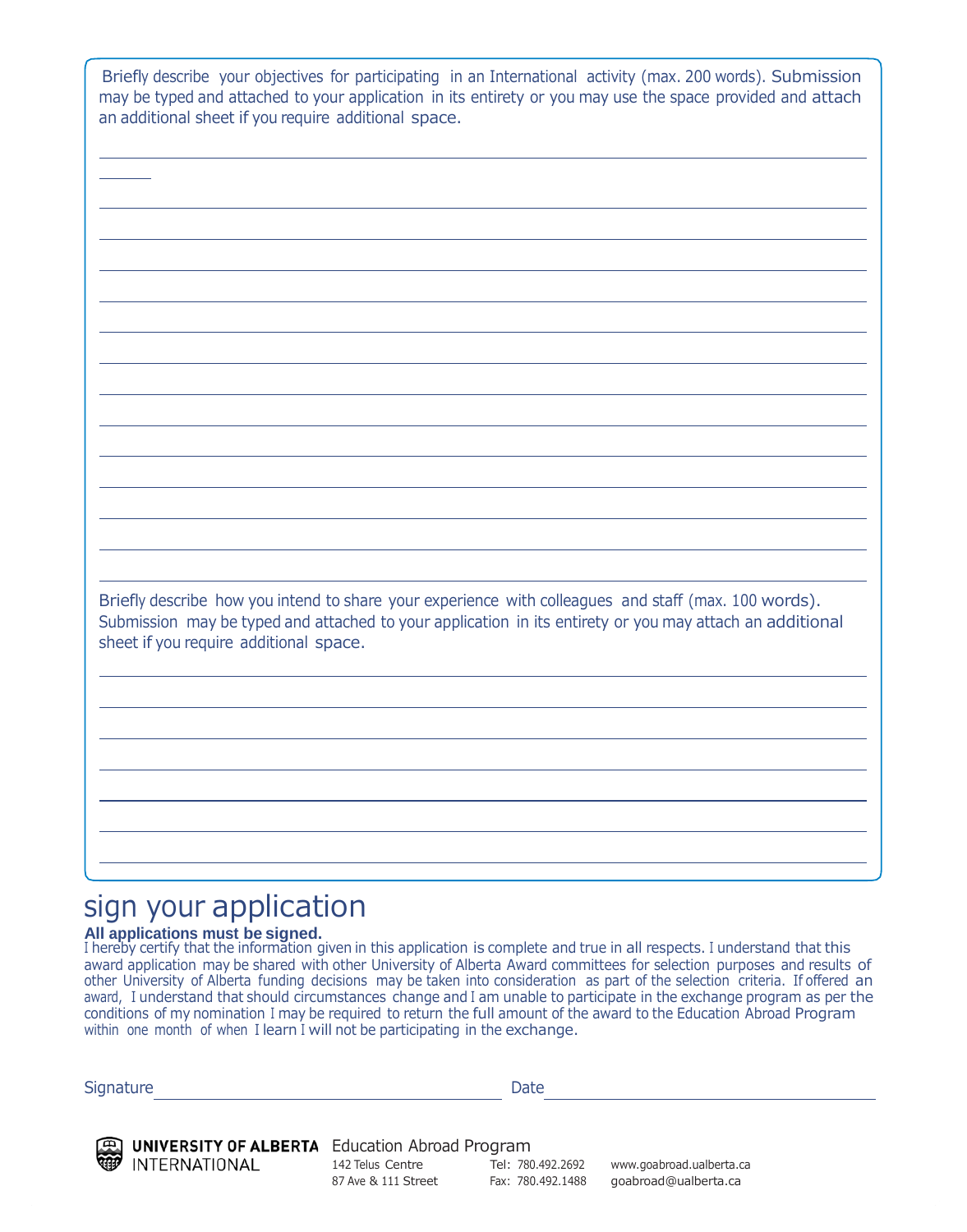Briefly describe your objectives for participating in an International activity (max. 200 words). Submission may be typed and attached to your application in its entirety or you may use the space provided and attach an additional sheet if you require additional space.

Briefly describe how you intend to share your experience with colleagues and staff (max. 100 words). Submission may be typed and attached to your application in its entirety or you may attach an additional sheet if you require additional space.

# sign your application

**All applications must be signed.**

I hereby certify that the information given in this application is complete and true in all respects. I understand that this award application may be shared with other University of Alberta Award committees for selection purposes and results of other University of Alberta funding decisions may be taken into consideration as part of the selection criteria. If offered an award, I understand that should circumstances change and I am unable to participate in the exchange program as per the conditions of my nomination I may be required to return the full amount of the award to the Education Abroad Program within one month of when I learn I will not be participating in the exchange.

Signature ______________________ Date ______________________

**UNIVERSITY OF ALBERTA** INTERNATIONAL

Education Abroad Program
142 Telus Centre
87 Ave & 111 Street

Tel: 780.492.2692
Fax: 780.492.1488

www.goabroad.ualberta.ca
goabroad@ualberta.ca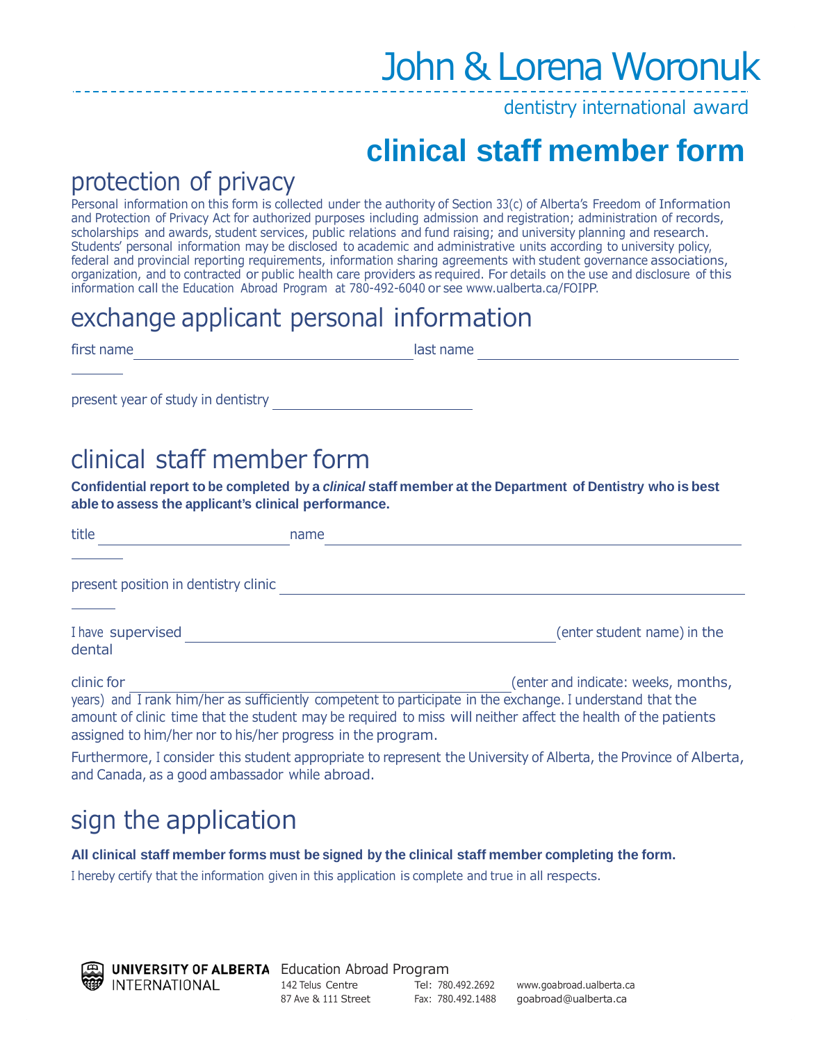# John & Lorena Woronuk

dentistry international award

## clinical staff member form

## protection of privacy

Personal information on this form is collected under the authority of Section 33(c) of Alberta's Freedom of Information and Protection of Privacy Act for authorized purposes including admission and registration; administration of records, scholarships and awards, student services, public relations and fund raising; and university planning and research. Students' personal information may be disclosed to academic and administrative units according to university policy, federal and provincial reporting requirements, information sharing agreements with student governance associations, organization, and to contracted or public health care providers as required. For details on the use and disclosure of this information call the Education Abroad Program at 780-492-6040 or see www.ualberta.ca/FOIPP.

## exchange applicant personal information

first name ______________________ last name ______________________

present year of study in dentistry ______________________

## clinical staff member form

**Confidential report to be completed by a *clinical* staff member at the Department of Dentistry who is best able to assess the applicant's clinical performance.**

title ______________ name ______________________

present position in dentistry clinic ______________________

I have supervised ______________________ (enter student name) in the dental

clinic for ______________________ (enter and indicate: weeks, months, years) and I rank him/her as sufficiently competent to participate in the exchange. I understand that the amount of clinic time that the student may be required to miss will neither affect the health of the patients assigned to him/her nor to his/her progress in the program.

Furthermore, I consider this student appropriate to represent the University of Alberta, the Province of Alberta, and Canada, as a good ambassador while abroad.

## sign the application

**All clinical staff member forms must be signed by the clinical staff member completing the form.**

I hereby certify that the information given in this application is complete and true in all respects.

UNIVERSITY OF ALBERTA INTERNATIONAL

Education Abroad Program
142 Telus Centre
87 Ave & 111 Street
Tel: 780.492.2692
Fax: 780.492.1488
www.goabroad.ualberta.ca
goabroad@ualberta.ca